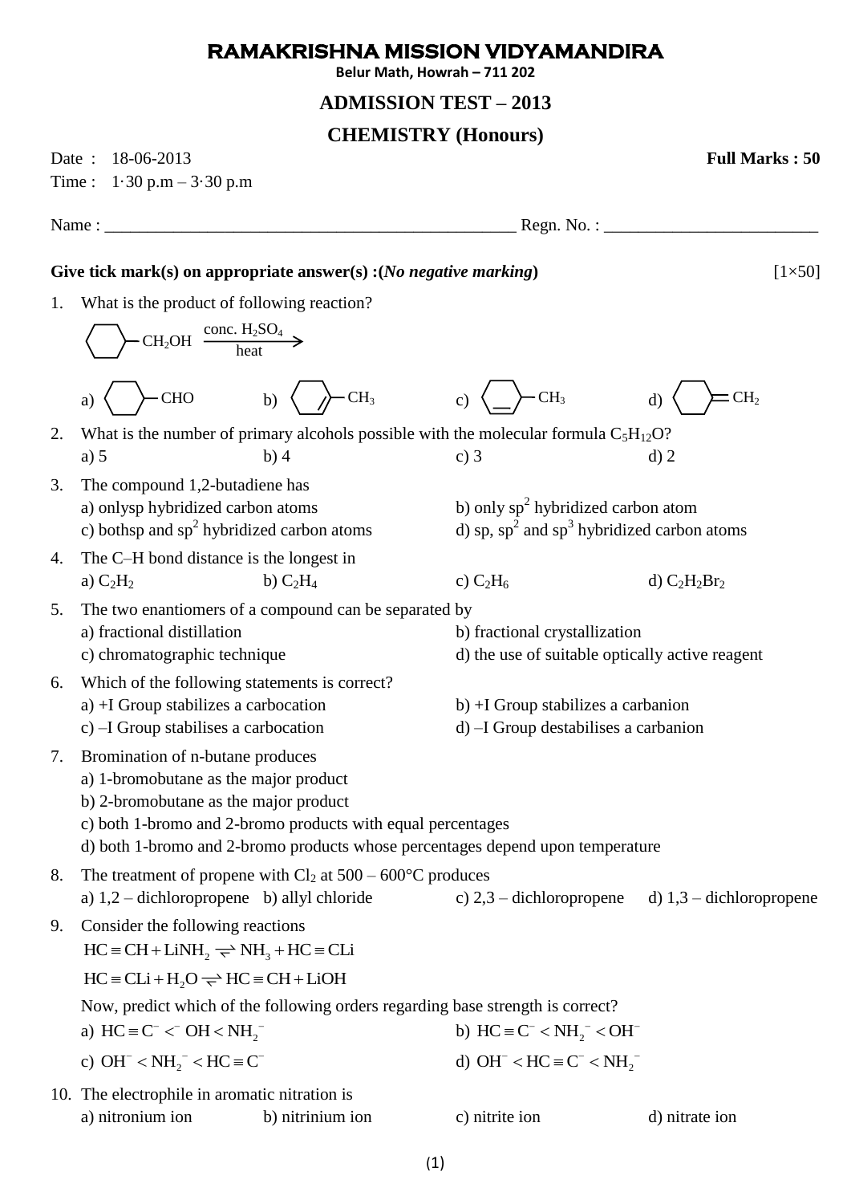# RAMAKRISHNA MISSION VIDYAMANDIRA

**Belur Math, Howrah – 711 202**

## ADMISSION TEST – 2013

## CHEMISTRY (Honours)

Date : 18-06-2013 **Full Marks : 50**

Time : 1·30 p.m – 3·30 p.m

Name : ______________________________________________ Regn. No. : ________________________

**Give tick mark(s) on appropriate answer(s) :(*No negative marking*)** [1×50]

1. What is the product of following reaction?

   Cyclohexyl–$CH_2OH$ $\xrightarrow[\text{heat}]{\text{conc. } H_2SO_4}$

   a) Cyclohexyl–CHO b) 1-methylcyclohexene ($CH_3$ on double-bond carbon) c) cyclohexene with $CH_3$ (double bond not at the $CH_3$-bearing carbon) d) methylenecyclohexane ($=CH_2$)

2. What is the number of primary alcohols possible with the molecular formula $C_5H_{12}O$?

   a) 5 b) 4 c) 3 d) 2

3. The compound 1,2-butadiene has

   a) onlysp hybridized carbon atoms
   b) only $sp^2$ hybridized carbon atom
   c) bothsp and $sp^2$ hybridized carbon atoms
   d) sp, $sp^2$ and $sp^3$ hybridized carbon atoms

4. The C–H bond distance is the longest in

   a) $C_2H_2$ b) $C_2H_4$ c) $C_2H_6$ d) $C_2H_2Br_2$

5. The two enantiomers of a compound can be separated by

   a) fractional distillation
   b) fractional crystallization
   c) chromatographic technique
   d) the use of suitable optically active reagent

6. Which of the following statements is correct?

   a) +I Group stabilizes a carbocation
   b) +I Group stabilizes a carbanion
   c) –I Group stabilises a carbocation
   d) –I Group destabilises a carbanion

7. Bromination of n-butane produces

   a) 1-bromobutane as the major product
   b) 2-bromobutane as the major product
   c) both 1-bromo and 2-bromo products with equal percentages
   d) both 1-bromo and 2-bromo products whose percentages depend upon temperature

8. The treatment of propene with $Cl_2$ at 500 – 600°C produces

   a) 1,2 – dichloropropene b) allyl chloride c) 2,3 – dichloropropene d) 1,3 – dichloropropene

9. Consider the following reactions

   $$HC\equiv CH + LiNH_2 \rightleftharpoons NH_3 + HC\equiv CLi$$

   $$HC\equiv CLi + H_2O \rightleftharpoons HC\equiv CH + LiOH$$

   Now, predict which of the following orders regarding base strength is correct?

   a) $HC\equiv C^- < {}^-OH < NH_2^-$
   b) $HC\equiv C^- < NH_2^- < OH^-$
   c) $OH^- < NH_2^- < HC\equiv C^-$
   d) $OH^- < HC\equiv C^- < NH_2^-$

10. The electrophile in aromatic nitration is

    a) nitronium ion b) nitrinium ion c) nitrite ion d) nitrate ion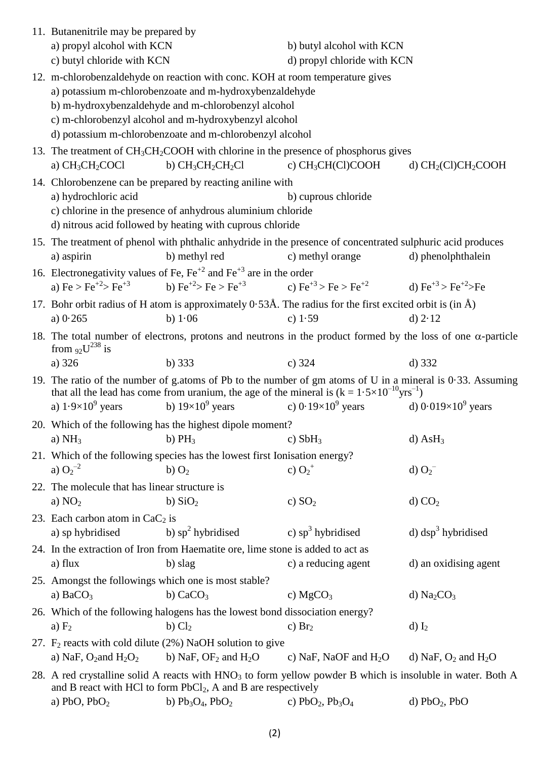11. Butanenitrile may be prepared by
    a) propyl alcohol with KCN
    b) butyl alcohol with KCN
    c) butyl chloride with KCN
    d) propyl chloride with KCN

12. m-chlorobenzaldehyde on reaction with conc. KOH at room temperature gives
    a) potassium m-chlorobenzoate and m-hydroxybenzaldehyde
    b) m-hydroxybenzaldehyde and m-chlorobenzyl alcohol
    c) m-chlorobenzyl alcohol and m-hydroxybenzyl alcohol
    d) potassium m-chlorobenzoate and m-chlorobenzyl alcohol

13. The treatment of $CH_3CH_2COOH$ with chlorine in the presence of phosphorus gives
    a) $CH_3CH_2COCl$
    b) $CH_3CH_2CH_2Cl$
    c) $CH_3CH(Cl)COOH$
    d) $CH_2(Cl)CH_2COOH$

14. Chlorobenzene can be prepared by reacting aniline with
    a) hydrochloric acid
    b) cuprous chloride
    c) chlorine in the presence of anhydrous aluminium chloride
    d) nitrous acid followed by heating with cuprous chloride

15. The treatment of phenol with phthalic anhydride in the presence of concentrated sulphuric acid produces
    a) aspirin
    b) methyl red
    c) methyl orange
    d) phenolphthalein

16. Electronegativity values of Fe, $Fe^{+2}$ and $Fe^{+3}$ are in the order
    a) $Fe > Fe^{+2} > Fe^{+3}$
    b) $Fe^{+2} > Fe > Fe^{+3}$
    c) $Fe^{+3} > Fe > Fe^{+2}$
    d) $Fe^{+3} > Fe^{+2} > Fe$

17. Bohr orbit radius of H atom is approximately 0·53Å. The radius for the first excited orbit is (in Å)
    a) 0·265
    b) 1·06
    c) 1·59
    d) 2·12

18. The total number of electrons, protons and neutrons in the product formed by the loss of one $\alpha$-particle from ${}_{92}U^{238}$ is
    a) 326
    b) 333
    c) 324
    d) 332

19. The ratio of the number of g.atoms of Pb to the number of gm atoms of U in a mineral is 0·33. Assuming that all the lead has come from uranium, the age of the mineral is ($k = 1{\cdot}5 \times 10^{-10} yrs^{-1}$)
    a) $1{\cdot}9 \times 10^9$ years
    b) $19 \times 10^9$ years
    c) $0{\cdot}19 \times 10^9$ years
    d) $0{\cdot}019 \times 10^9$ years

20. Which of the following has the highest dipole moment?
    a) $NH_3$
    b) $PH_3$
    c) $SbH_3$
    d) $AsH_3$

21. Which of the following species has the lowest first Ionisation energy?
    a) $O_2^{-2}$
    b) $O_2$
    c) $O_2^{+}$
    d) $O_2^{-}$

22. The molecule that has linear structure is
    a) $NO_2$
    b) $SiO_2$
    c) $SO_2$
    d) $CO_2$

23. Each carbon atom in $CaC_2$ is
    a) sp hybridised
    b) $sp^2$ hybridised
    c) $sp^3$ hybridised
    d) $dsp^3$ hybridised

24. In the extraction of Iron from Haematite ore, lime stone is added to act as
    a) flux
    b) slag
    c) a reducing agent
    d) an oxidising agent

25. Amongst the followings which one is most stable?
    a) $BaCO_3$
    b) $CaCO_3$
    c) $MgCO_3$
    d) $Na_2CO_3$

26. Which of the following halogens has the lowest bond dissociation energy?
    a) $F_2$
    b) $Cl_2$
    c) $Br_2$
    d) $I_2$

27. $F_2$ reacts with cold dilute (2%) NaOH solution to give
    a) NaF, $O_2$ and $H_2O_2$
    b) NaF, $OF_2$ and $H_2O$
    c) NaF, NaOF and $H_2O$
    d) NaF, $O_2$ and $H_2O$

28. A red crystalline solid A reacts with $HNO_3$ to form yellow powder B which is insoluble in water. Both A and B react with HCl to form $PbCl_2$, A and B are respectively
    a) PbO, $PbO_2$
    b) $Pb_3O_4$, $PbO_2$
    c) $PbO_2$, $Pb_3O_4$
    d) $PbO_2$, PbO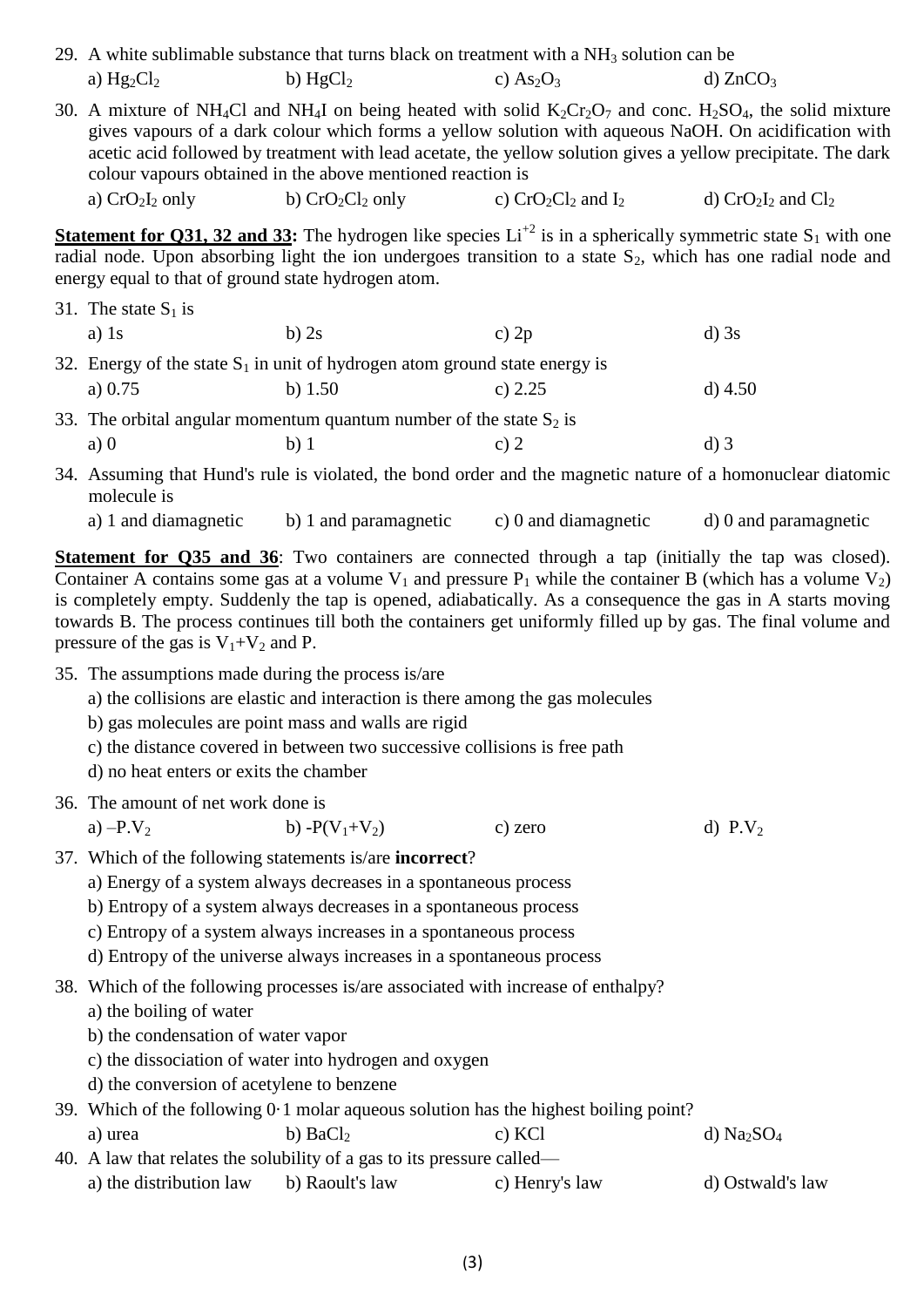29. A white sublimable substance that turns black on treatment with a $NH_3$ solution can be

    a) $Hg_2Cl_2$ b) $HgCl_2$ c) $As_2O_3$ d) $ZnCO_3$

30. A mixture of $NH_4Cl$ and $NH_4I$ on being heated with solid $K_2Cr_2O_7$ and conc. $H_2SO_4$, the solid mixture gives vapours of a dark colour which forms a yellow solution with aqueous NaOH. On acidification with acetic acid followed by treatment with lead acetate, the yellow solution gives a yellow precipitate. The dark colour vapours obtained in the above mentioned reaction is

    a) $CrO_2I_2$ only b) $CrO_2Cl_2$ only c) $CrO_2Cl_2$ and $I_2$ d) $CrO_2I_2$ and $Cl_2$

**Statement for Q31, 32 and 33:** The hydrogen like species $Li^{+2}$ is in a spherically symmetric state $S_1$ with one radial node. Upon absorbing light the ion undergoes transition to a state $S_2$, which has one radial node and energy equal to that of ground state hydrogen atom.

31. The state $S_1$ is

    a) 1s b) 2s c) 2p d) 3s

32. Energy of the state $S_1$ in unit of hydrogen atom ground state energy is

    a) 0.75 b) 1.50 c) 2.25 d) 4.50

33. The orbital angular momentum quantum number of the state $S_2$ is

    a) 0 b) 1 c) 2 d) 3

34. Assuming that Hund's rule is violated, the bond order and the magnetic nature of a homonuclear diatomic molecule is

    a) 1 and diamagnetic b) 1 and paramagnetic c) 0 and diamagnetic d) 0 and paramagnetic

**Statement for Q35 and 36**: Two containers are connected through a tap (initially the tap was closed). Container A contains some gas at a volume $V_1$ and pressure $P_1$ while the container B (which has a volume $V_2$) is completely empty. Suddenly the tap is opened, adiabatically. As a consequence the gas in A starts moving towards B. The process continues till both the containers get uniformly filled up by gas. The final volume and pressure of the gas is $V_1+V_2$ and P.

35. The assumptions made during the process is/are

    a) the collisions are elastic and interaction is there among the gas molecules
    b) gas molecules are point mass and walls are rigid
    c) the distance covered in between two successive collisions is free path
    d) no heat enters or exits the chamber

36. The amount of net work done is

    a) $-P.V_2$ b) $-P(V_1+V_2)$ c) zero d) $P.V_2$

37. Which of the following statements is/are **incorrect**?

    a) Energy of a system always decreases in a spontaneous process
    b) Entropy of a system always decreases in a spontaneous process
    c) Entropy of a system always increases in a spontaneous process
    d) Entropy of the universe always increases in a spontaneous process

38. Which of the following processes is/are associated with increase of enthalpy?

    a) the boiling of water
    b) the condensation of water vapor
    c) the dissociation of water into hydrogen and oxygen
    d) the conversion of acetylene to benzene

39. Which of the following 0·1 molar aqueous solution has the highest boiling point?

    a) urea b) $BaCl_2$ c) KCl d) $Na_2SO_4$

40. A law that relates the solubility of a gas to its pressure called—

    a) the distribution law b) Raoult's law c) Henry's law d) Ostwald's law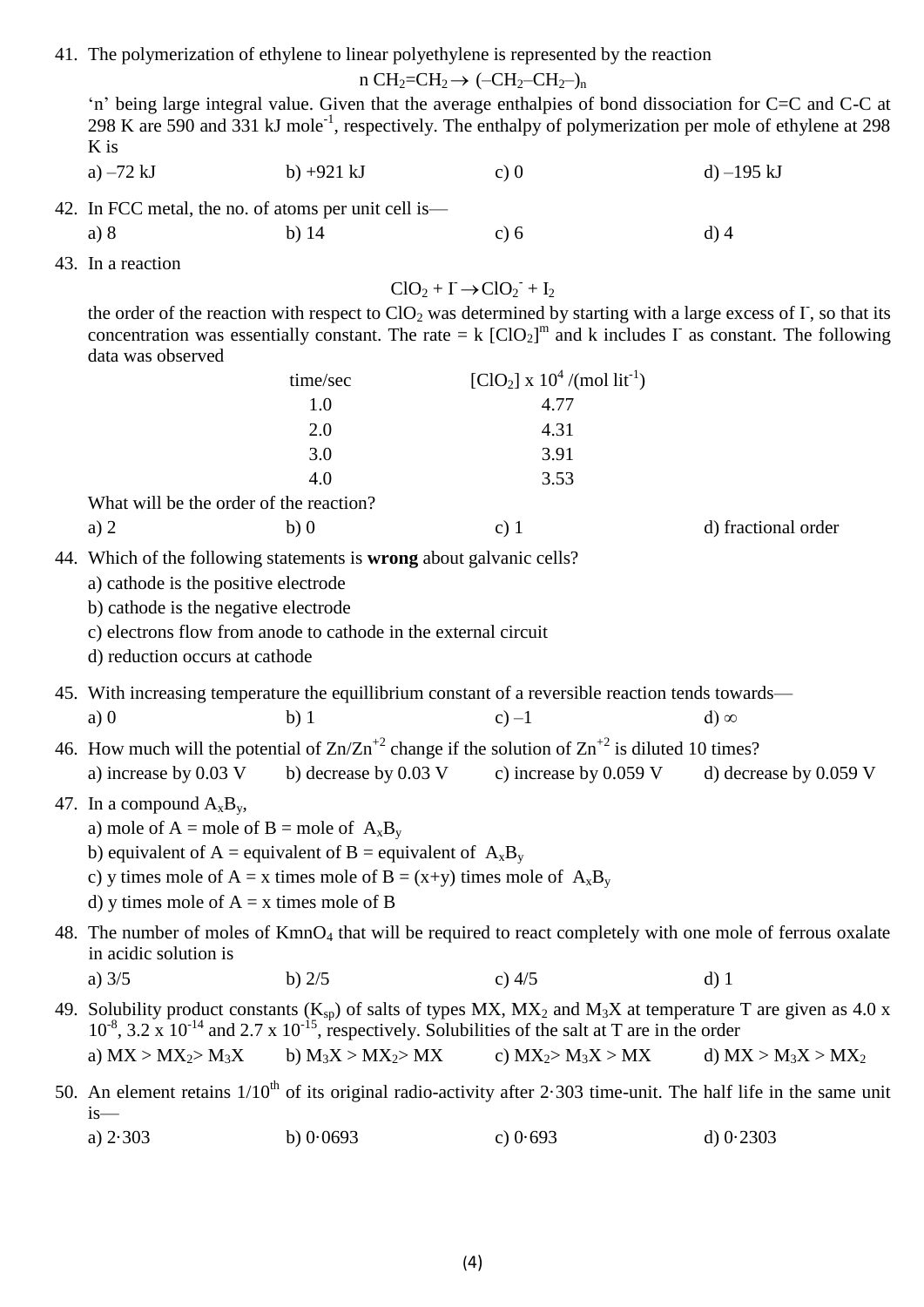41. The polymerization of ethylene to linear polyethylene is represented by the reaction

$$n\ CH_2{=}CH_2 \rightarrow (–CH_2–CH_2–)_n$$

'n' being large integral value. Given that the average enthalpies of bond dissociation for C=C and C-C at 298 K are 590 and 331 kJ mole$^{-1}$, respectively. The enthalpy of polymerization per mole of ethylene at 298 K is

a) –72 kJ b) +921 kJ c) 0 d) –195 kJ

42. In FCC metal, the no. of atoms per unit cell is—

a) 8 b) 14 c) 6 d) 4

43. In a reaction

$$ClO_2 + I^- \rightarrow ClO_2^- + I_2$$

the order of the reaction with respect to $ClO_2$ was determined by starting with a large excess of $I^-$, so that its concentration was essentially constant. The rate = k $[ClO_2]^m$ and k includes $I^-$ as constant. The following data was observed

| time/sec | $[ClO_2] \times 10^4$ /(mol lit$^{-1}$) |
|---|---|
| 1.0 | 4.77 |
| 2.0 | 4.31 |
| 3.0 | 3.91 |
| 4.0 | 3.53 |

What will be the order of the reaction?

a) 2 b) 0 c) 1 d) fractional order

44. Which of the following statements is **wrong** about galvanic cells?

a) cathode is the positive electrode
b) cathode is the negative electrode
c) electrons flow from anode to cathode in the external circuit
d) reduction occurs at cathode

45. With increasing temperature the equillibrium constant of a reversible reaction tends towards—

a) 0 b) 1 c) –1 d) $\infty$

46. How much will the potential of $Zn/Zn^{+2}$ change if the solution of $Zn^{+2}$ is diluted 10 times?

a) increase by 0.03 V b) decrease by 0.03 V c) increase by 0.059 V d) decrease by 0.059 V

47. In a compound $A_xB_y$,

a) mole of A = mole of B = mole of $A_xB_y$
b) equivalent of A = equivalent of B = equivalent of $A_xB_y$
c) y times mole of A = x times mole of B = (x+y) times mole of $A_xB_y$
d) y times mole of A = x times mole of B

48. The number of moles of $KmnO_4$ that will be required to react completely with one mole of ferrous oxalate in acidic solution is

a) 3/5 b) 2/5 c) 4/5 d) 1

49. Solubility product constants ($K_{sp}$) of salts of types MX, $MX_2$ and $M_3X$ at temperature T are given as 4.0 x $10^{-8}$, 3.2 x $10^{-14}$ and 2.7 x $10^{-15}$, respectively. Solubilities of the salt at T are in the order

a) MX > $MX_2$> $M_3X$ b) $M_3X$ > $MX_2$> MX c) $MX_2$> $M_3X$ > MX d) MX > $M_3X$ > $MX_2$

50. An element retains 1/10$^{th}$ of its original radio-activity after 2·303 time-unit. The half life in the same unit is—

a) 2·303 b) 0·0693 c) 0·693 d) 0·2303